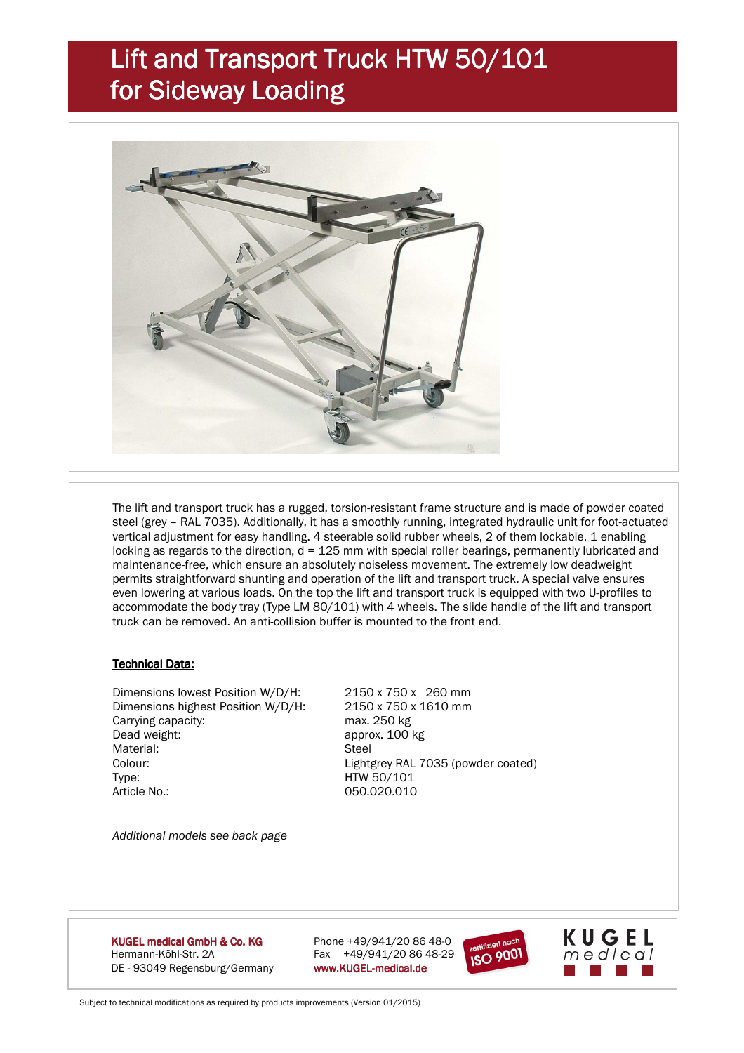# Lift and Transport Truck HTW 50/101 for Sideway Loading

The lift and transport truck has a rugged, torsion-resistant frame structure and is made of powder coated steel (grey – RAL 7035). Additionally, it has a smoothly running, integrated hydraulic unit for foot-actuated vertical adjustment for easy handling. 4 steerable solid rubber wheels, 2 of them lockable, 1 enabling locking as regards to the direction, d = 125 mm with special roller bearings, permanently lubricated and maintenance-free, which ensure an absolutely noiseless movement. The extremely low deadweight permits straightforward shunting and operation of the lift and transport truck. A special valve ensures even lowering at various loads. On the top the lift and transport truck is equipped with two U-profiles to accommodate the body tray (Type LM 80/101) with 4 wheels. The slide handle of the lift and transport truck can be removed. An anti-collision buffer is mounted to the front end.

**Technical Data:**

| | |
|---|---|
| Dimensions lowest Position W/D/H: | 2150 x 750 x 260 mm |
| Dimensions highest Position W/D/H: | 2150 x 750 x 1610 mm |
| Carrying capacity: | max. 250 kg |
| Dead weight: | approx. 100 kg |
| Material: | Steel |
| Colour: | Lightgrey RAL 7035 (powder coated) |
| Type: | HTW 50/101 |
| Article No.: | 050.020.010 |

*Additional models see back page*

**KUGEL medical GmbH & Co. KG**
Hermann-Köhl-Str. 2A
DE - 93049 Regensburg/Germany

Phone +49/941/20 86 48-0
Fax +49/941/20 86 48-29
**www.KUGEL-medical.de**

zertifiziert nach ISO 9001

KUGEL medical

Subject to technical modifications as required by products improvements (Version 01/2015)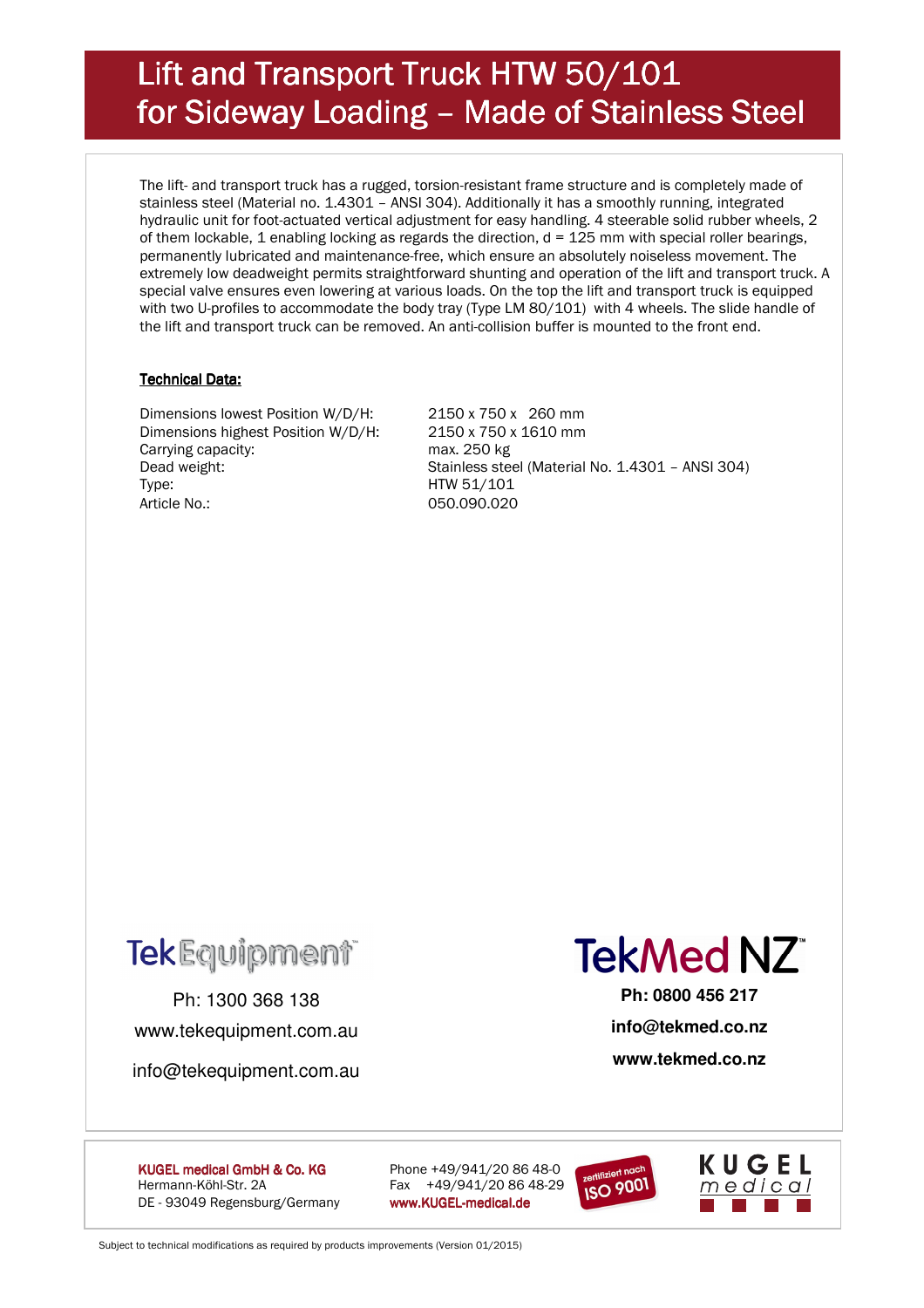# Lift and Transport Truck HTW 50/101 for Sideway Loading – Made of Stainless Steel

The lift- and transport truck has a rugged, torsion-resistant frame structure and is completely made of stainless steel (Material no. 1.4301 – ANSI 304). Additionally it has a smoothly running, integrated hydraulic unit for foot-actuated vertical adjustment for easy handling. 4 steerable solid rubber wheels, 2 of them lockable, 1 enabling locking as regards the direction, d = 125 mm with special roller bearings, permanently lubricated and maintenance-free, which ensure an absolutely noiseless movement. The extremely low deadweight permits straightforward shunting and operation of the lift and transport truck. A special valve ensures even lowering at various loads. On the top the lift and transport truck is equipped with two U-profiles to accommodate the body tray (Type LM 80/101) with 4 wheels. The slide handle of the lift and transport truck can be removed. An anti-collision buffer is mounted to the front end.

**Technical Data:**

| | |
|---|---|
| Dimensions lowest Position W/D/H: | 2150 x 750 x 260 mm |
| Dimensions highest Position W/D/H: | 2150 x 750 x 1610 mm |
| Carrying capacity: | max. 250 kg |
| Dead weight: | Stainless steel (Material No. 1.4301 – ANSI 304) |
| Type: | HTW 51/101 |
| Article No.: | 050.090.020 |

TekEquipment

Ph: 1300 368 138

www.tekequipment.com.au

info@tekequipment.com.au

TekMed NZ

**Ph: 0800 456 217**

**info@tekmed.co.nz**

**www.tekmed.co.nz**

**KUGEL medical GmbH & Co. KG**
Hermann-Köhl-Str. 2A
DE - 93049 Regensburg/Germany

Phone +49/941/20 86 48-0
Fax +49/941/20 86 48-29
www.KUGEL-medical.de

zertifiziert nach ISO 9001

KUGEL medical

Subject to technical modifications as required by products improvements (Version 01/2015)